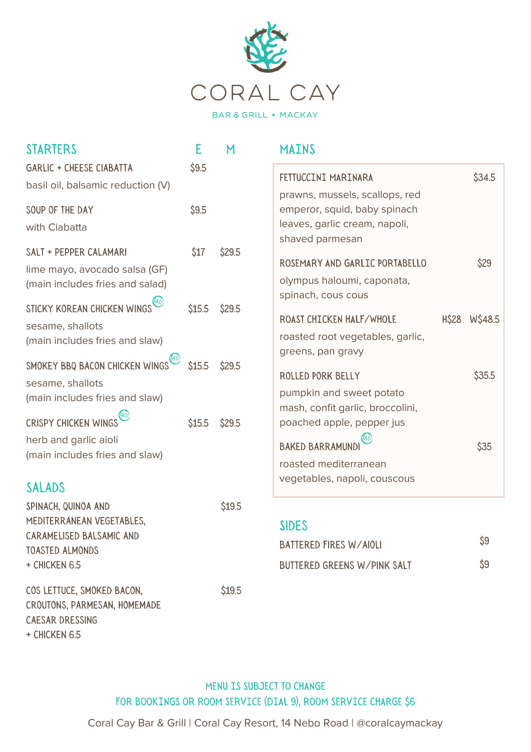# CORAL CAY

BAR & GRILL • MACKAY

## STARTERS

| | E | M |
|---|---|---|
| **GARLIC + CHEESE CIABATTA**<br>basil oil, balsamic reduction (V) | $9.5 | |
| **SOUP OF THE DAY**<br>with Ciabatta | $9.5 | |
| **SALT + PEPPER CALAMARI**<br>lime mayo, avocado salsa (GF)<br>(main includes fries and salad) | $17 | $29.5 |
| **STICKY KOREAN CHICKEN WINGS** (QLD)<br>sesame, shallots<br>(main includes fries and slaw) | $15.5 | $29.5 |
| **SMOKEY BBQ BACON CHICKEN WINGS** (QLD)<br>sesame, shallots<br>(main includes fries and slaw) | $15.5 | $29.5 |
| **CRISPY CHICKEN WINGS** (QLD)<br>herb and garlic aioli<br>(main includes fries and slaw) | $15.5 | $29.5 |

## SALADS

**SPINACH, QUINOA AND MEDITERRANEAN VEGETABLES, CARAMELISED BALSAMIC AND TOASTED ALMONDS** — $19.5
+ CHICKEN 6.5

**COS LETTUCE, SMOKED BACON, CROUTONS, PARMESAN, HOMEMADE CAESAR DRESSING** — $19.5
+ CHICKEN 6.5

## MAINS

**FETTUCCINI MARINARA** — $34.5
prawns, mussels, scallops, red emperor, squid, baby spinach leaves, garlic cream, napoli, shaved parmesan

**ROSEMARY AND GARLIC PORTABELLO** — $29
olympus haloumi, caponata, spinach, cous cous

**ROAST CHICKEN HALF/WHOLE** — H$28 W$48.5
roasted root vegetables, garlic, greens, pan gravy

**ROLLED PORK BELLY** — $35.5
pumpkin and sweet potato mash, confit garlic, broccolini, poached apple, pepper jus

**BAKED BARRAMUNDI** (QLD) — $35
roasted mediterranean vegetables, napoli, couscous

## SIDES

| | |
|---|---|
| BATTERED FIRES W/AIOLI | $9 |
| BUTTERED GREENS W/PINK SALT | $9 |

MENU IS SUBJECT TO CHANGE

FOR BOOKINGS OR ROOM SERVICE (DIAL 9), ROOM SERVICE CHARGE $6

Coral Cay Bar & Grill | Coral Cay Resort, 14 Nebo Road | @coralcaymackay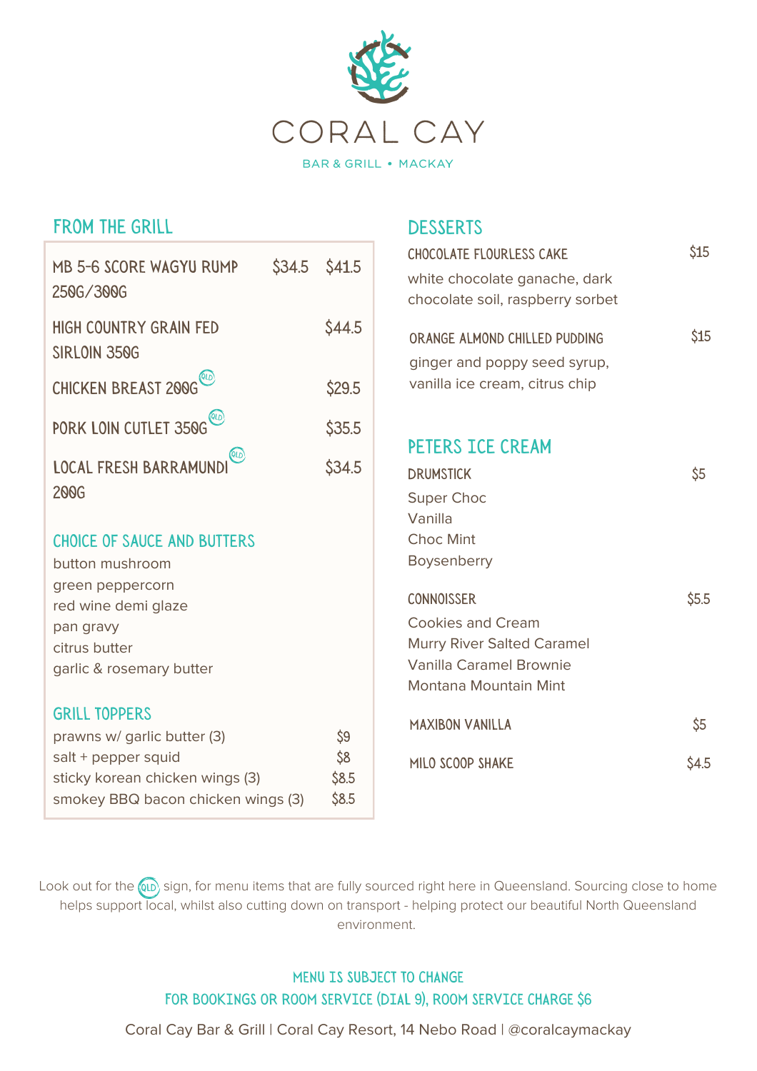# CORAL CAY

BAR & GRILL • MACKAY

## FROM THE GRILL

| | | |
|---|---|---|
| MB 5-6 SCORE WAGYU RUMP 250G/300G | $34.5 | $41.5 |
| HIGH COUNTRY GRAIN FED SIRLOIN 350G | | $44.5 |
| CHICKEN BREAST 200G (QLD) | | $29.5 |
| PORK LOIN CUTLET 350G (QLD) | | $35.5 |
| LOCAL FRESH BARRAMUNDI 200G (QLD) | | $34.5 |

### CHOICE OF SAUCE AND BUTTERS

button mushroom
green peppercorn
red wine demi glaze
pan gravy
citrus butter
garlic & rosemary butter

### GRILL TOPPERS

| | |
|---|---|
| prawns w/ garlic butter (3) | $9 |
| salt + pepper squid | $8 |
| sticky korean chicken wings (3) | $8.5 |
| smokey BBQ bacon chicken wings (3) | $8.5 |

## DESSERTS

**CHOCOLATE FLOURLESS CAKE** — $15
white chocolate ganache, dark chocolate soil, raspberry sorbet

**ORANGE ALMOND CHILLED PUDDING** — $15
ginger and poppy seed syrup, vanilla ice cream, citrus chip

## PETERS ICE CREAM

**DRUMSTICK** — $5
Super Choc
Vanilla
Choc Mint
Boysenberry

**CONNOISSER** — $5.5
Cookies and Cream
Murry River Salted Caramel
Vanilla Caramel Brownie
Montana Mountain Mint

**MAXIBON VANILLA** — $5

**MILO SCOOP SHAKE** — $4.5

Look out for the (QLD) sign, for menu items that are fully sourced right here in Queensland. Sourcing close to home helps support local, whilst also cutting down on transport - helping protect our beautiful North Queensland environment.

MENU IS SUBJECT TO CHANGE
FOR BOOKINGS OR ROOM SERVICE (DIAL 9), ROOM SERVICE CHARGE $6

Coral Cay Bar & Grill | Coral Cay Resort, 14 Nebo Road | @coralcaymackay